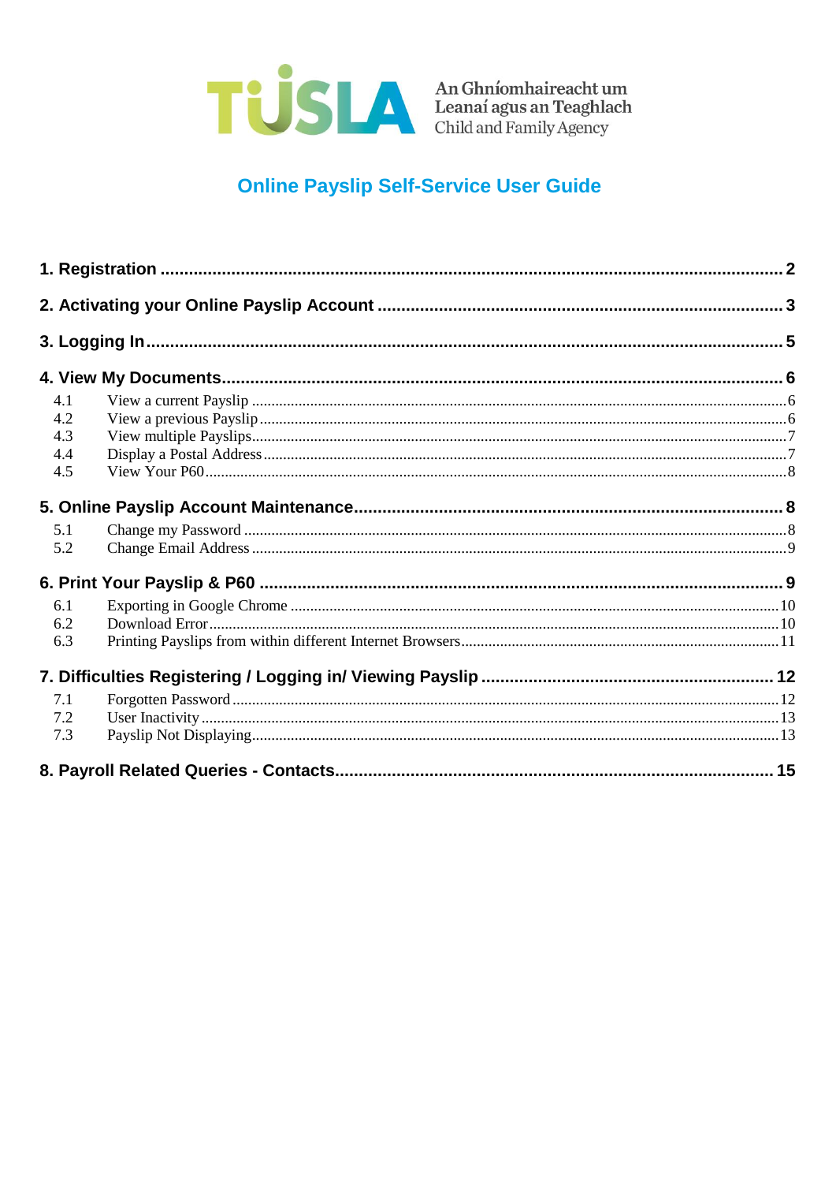TUSLA An Ghníomhaireacht um Leanaí agus an Teaghlach Child and Family Agency

# Online Payslip Self-Service User Guide

**1. Registration** .......... **2**

**2. Activating your Online Payslip Account** .......... **3**

**3. Logging In** .......... **5**

**4. View My Documents** .......... **6**

- 4.1 View a current Payslip .......... 6
- 4.2 View a previous Payslip .......... 6
- 4.3 View multiple Payslips .......... 7
- 4.4 Display a Postal Address .......... 7
- 4.5 View Your P60 .......... 8

**5. Online Payslip Account Maintenance** .......... **8**

- 5.1 Change my Password .......... 8
- 5.2 Change Email Address .......... 9

**6. Print Your Payslip & P60** .......... **9**

- 6.1 Exporting in Google Chrome .......... 10
- 6.2 Download Error .......... 10
- 6.3 Printing Payslips from within different Internet Browsers .......... 11

**7. Difficulties Registering / Logging in/ Viewing Payslip** .......... **12**

- 7.1 Forgotten Password .......... 12
- 7.2 User Inactivity .......... 13
- 7.3 Payslip Not Displaying .......... 13

**8. Payroll Related Queries - Contacts** .......... **15**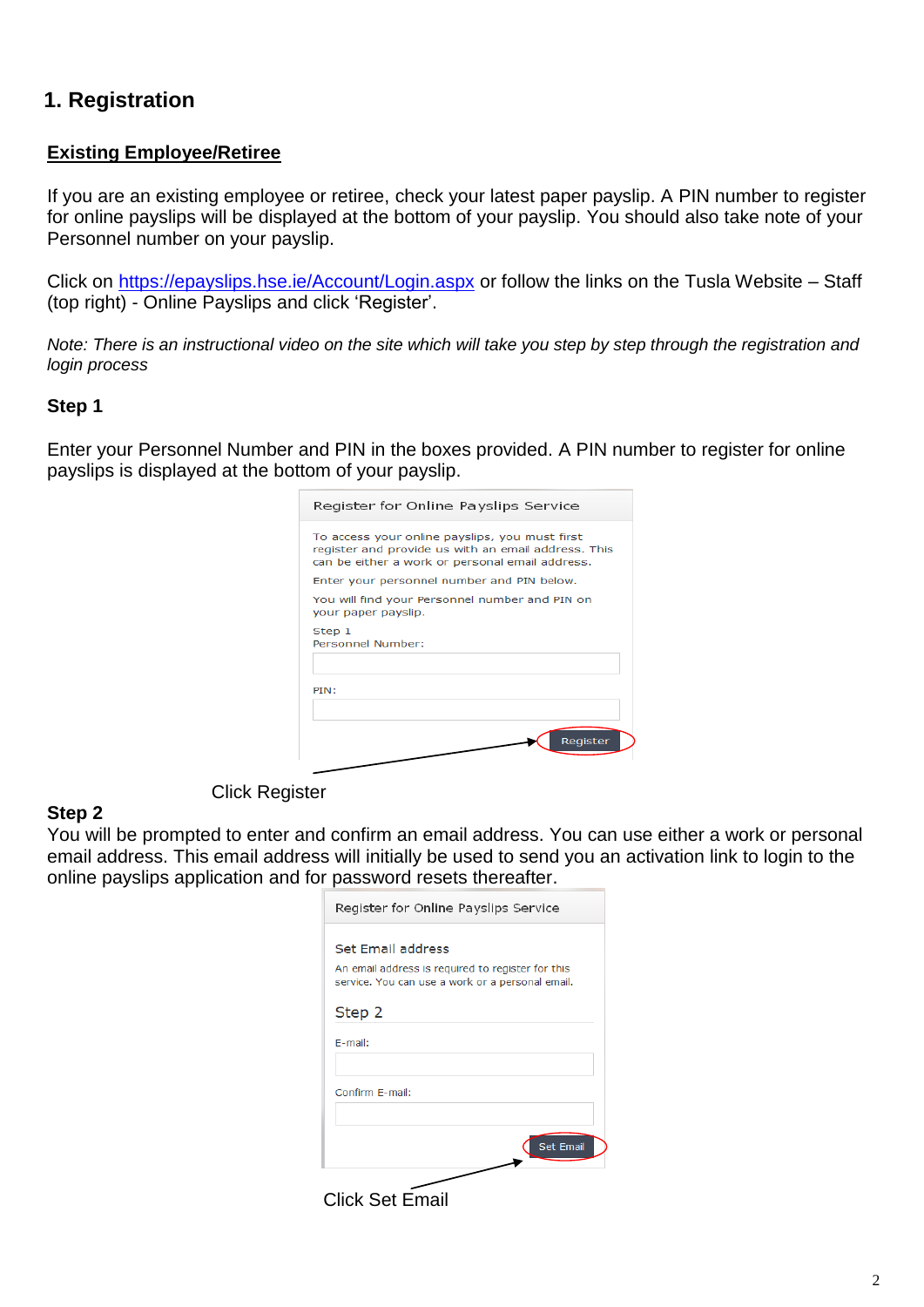## 1. Registration

**Existing Employee/Retiree**

If you are an existing employee or retiree, check your latest paper payslip. A PIN number to register for online payslips will be displayed at the bottom of your payslip. You should also take note of your Personnel number on your payslip.

Click on https://epayslips.hse.ie/Account/Login.aspx or follow the links on the Tusla Website – Staff (top right) - Online Payslips and click 'Register'.

*Note: There is an instructional video on the site which will take you step by step through the registration and login process*

**Step 1**

Enter your Personnel Number and PIN in the boxes provided. A PIN number to register for online payslips is displayed at the bottom of your payslip.

Register for Online Payslips Service

To access your online payslips, you must first register and provide us with an email address. This can be either a work or personal email address.

Enter your personnel number and PIN below.

You will find your Personnel number and PIN on your paper payslip.

Step 1
Personnel Number:

PIN:

Register

Click Register

**Step 2**

You will be prompted to enter and confirm an email address. You can use either a work or personal email address. This email address will initially be used to send you an activation link to login to the online payslips application and for password resets thereafter.

Register for Online Payslips Service

Set Email address

An email address is required to register for this service. You can use a work or a personal email.

Step 2

E-mail:

Confirm E-mail:

Set Email

Click Set Email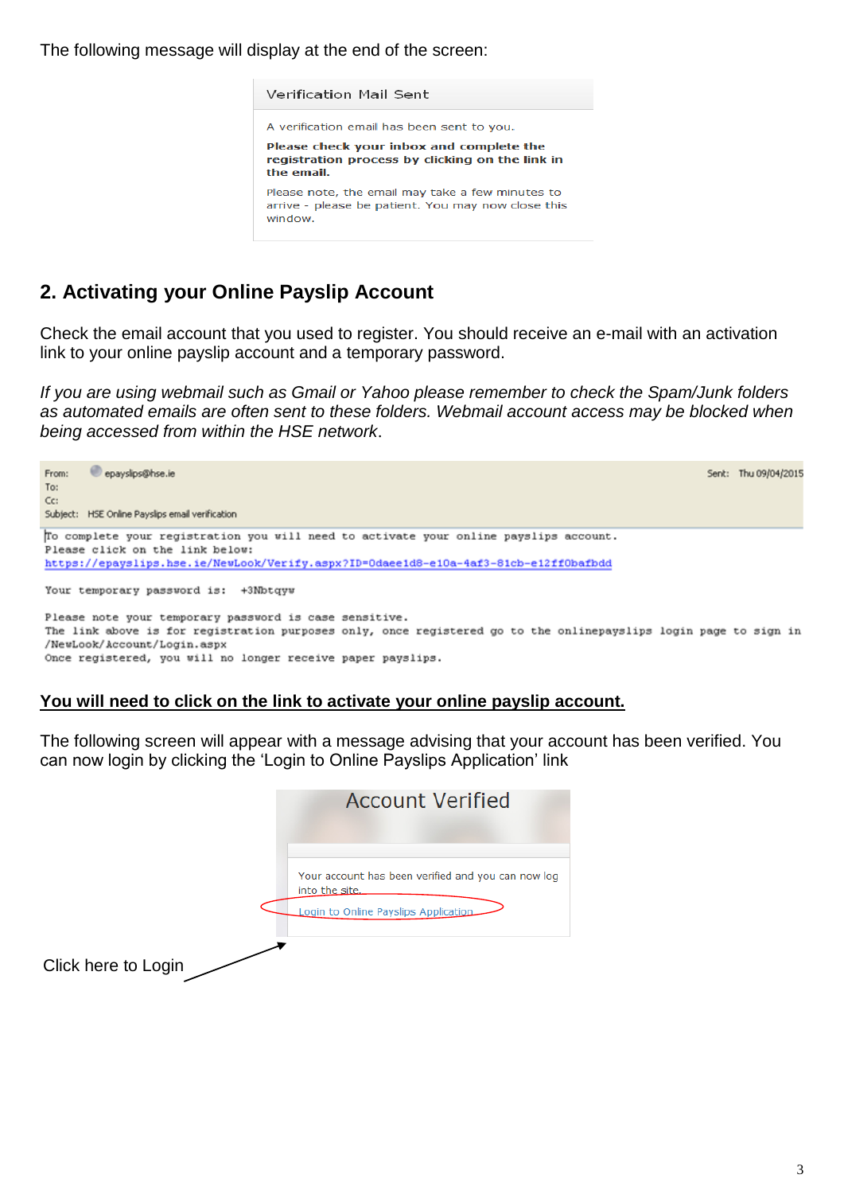The following message will display at the end of the screen:

> **Verification Mail Sent**
>
> A verification email has been sent to you.
>
> **Please check your inbox and complete the registration process by clicking on the link in the email.**
>
> Please note, the email may take a few minutes to arrive - please be patient. You may now close this window.

## 2. Activating your Online Payslip Account

Check the email account that you used to register. You should receive an e-mail with an activation link to your online payslip account and a temporary password.

*If you are using webmail such as Gmail or Yahoo please remember to check the Spam/Junk folders as automated emails are often sent to these folders. Webmail account access may be blocked when being accessed from within the HSE network.*

From: epayslips@hse.ie  
To:  
Cc:  
Subject: HSE Online Payslips email verification  
Sent: Thu 09/04/2015

```
To complete your registration you will need to activate your online payslips account.
Please click on the link below:
https://epayslips.hse.ie/NewLook/Verify.aspx?ID=0daee1d8-e10a-4af3-81cb-e12ff0bafbdd

Your temporary password is:  +3Nbtqyw

Please note your temporary password is case sensitive.
The link above is for registration purposes only, once registered go to the onlinepayslips login page to sign in
/NewLook/Account/Login.aspx
Once registered, you will no longer receive paper payslips.
```

<u>**You will need to click on the link to activate your online payslip account.**</u>

The following screen will appear with a message advising that your account has been verified. You can now login by clicking the 'Login to Online Payslips Application' link

> **Account Verified**
>
> Your account has been verified and you can now log into the site.
>
> Login to Online Payslips Application

Click here to Login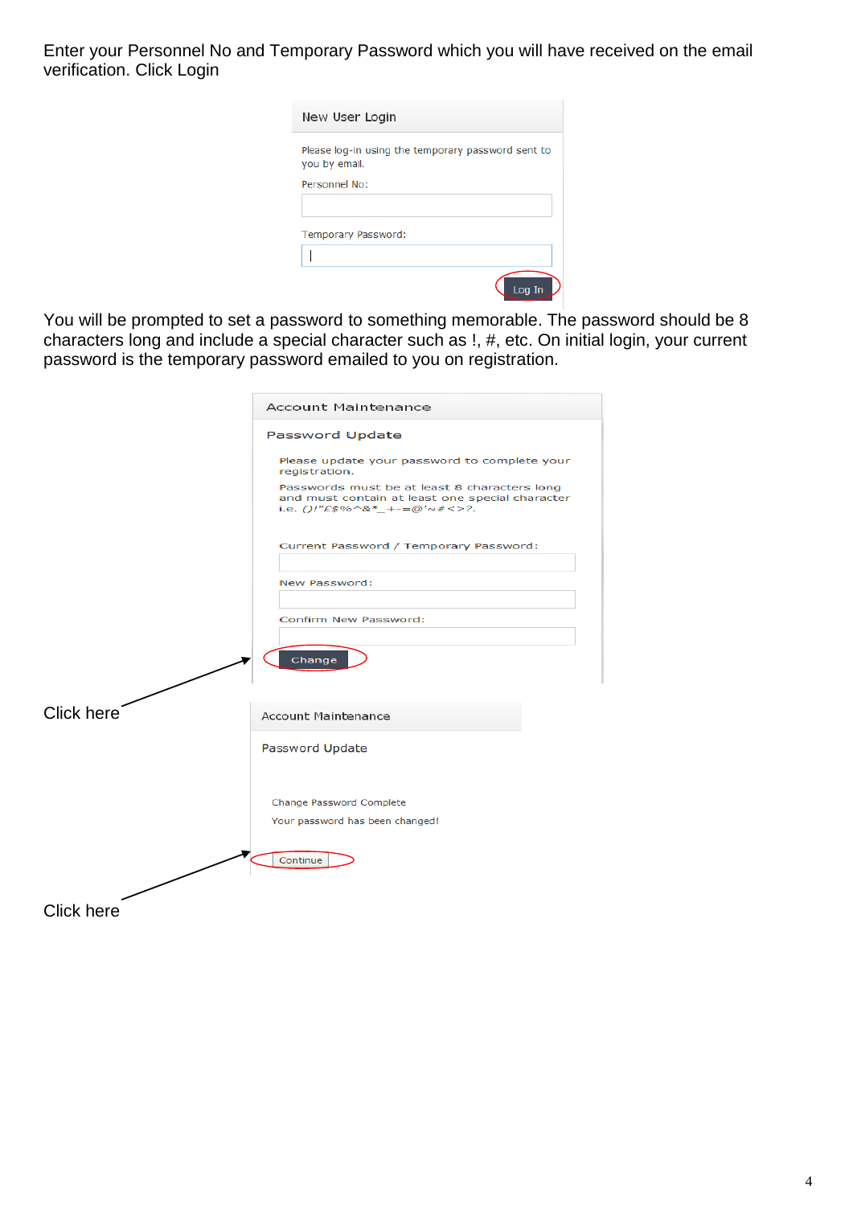Enter your Personnel No and Temporary Password which you will have received on the email verification. Click Login

New User Login

Please log-in using the temporary password sent to you by email.

Personnel No:

Temporary Password:

Log In

You will be prompted to set a password to something memorable. The password should be 8 characters long and include a special character such as !, #, etc. On initial login, your current password is the temporary password emailed to you on registration.

Account Maintenance

Password Update

Please update your password to complete your registration.

Passwords must be at least 8 characters long and must contain at least one special character i.e. ()!"£$%^&*_+-=@'~#<>?.

Current Password / Temporary Password:

New Password:

Confirm New Password:

Change

Click here

Account Maintenance

Password Update

Change Password Complete

Your password has been changed!

Continue

Click here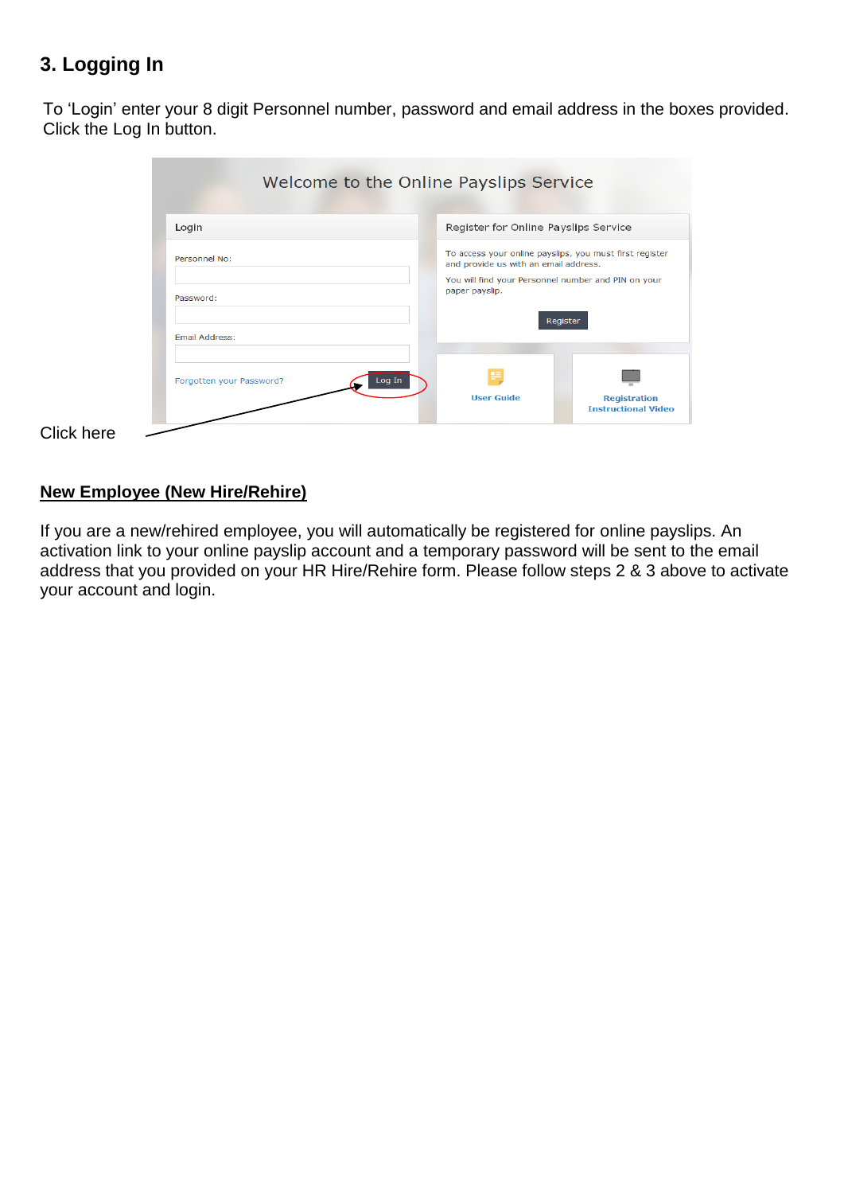## 3. Logging In

To ‘Login’ enter your 8 digit Personnel number, password and email address in the boxes provided. Click the Log In button.

Click here

**New Employee (New Hire/Rehire)**

If you are a new/rehired employee, you will automatically be registered for online payslips. An activation link to your online payslip account and a temporary password will be sent to the email address that you provided on your HR Hire/Rehire form. Please follow steps 2 & 3 above to activate your account and login.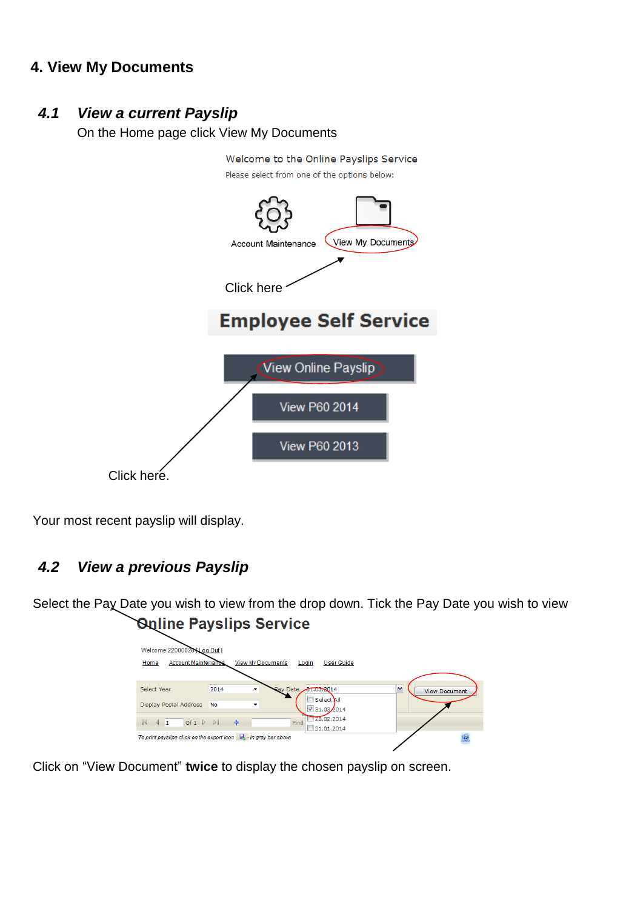## 4. View My Documents

### *4.1 View a current Payslip*

On the Home page click View My Documents

Welcome to the Online Payslips Service

Please select from one of the options below:

Account Maintenance    View My Documents

Click here

**Employee Self Service**

View Online Payslip

View P60 2014

View P60 2013

Click here.

Your most recent payslip will display.

### *4.2 View a previous Payslip*

Select the Pay Date you wish to view from the drop down. Tick the Pay Date you wish to view

**Online Payslips Service**

Click on "View Document" **twice** to display the chosen payslip on screen.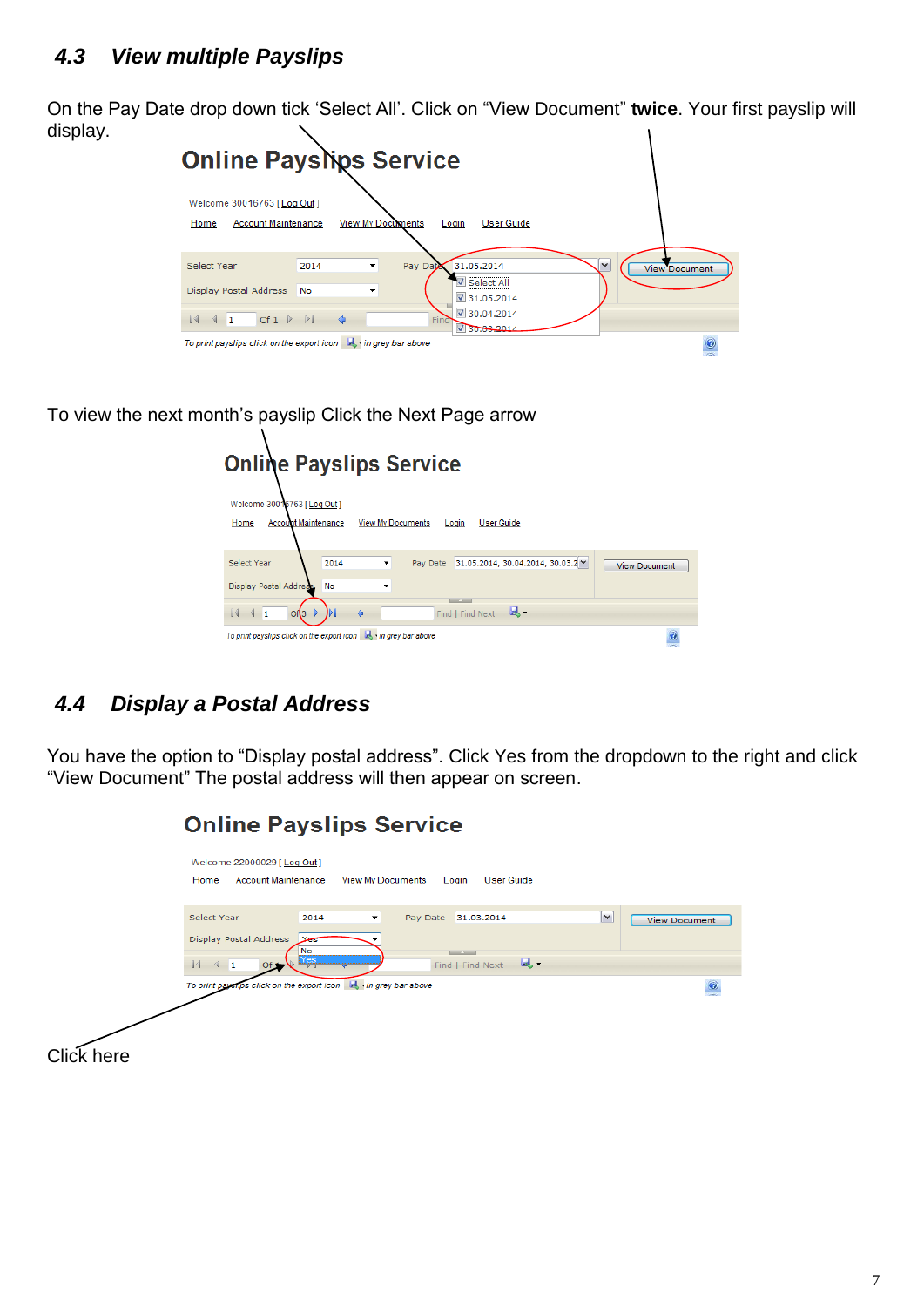### 4.3 View multiple Payslips

On the Pay Date drop down tick 'Select All'. Click on "View Document" **twice**. Your first payslip will display.

To view the next month's payslip Click the Next Page arrow

### 4.4 Display a Postal Address

You have the option to "Display postal address". Click Yes from the dropdown to the right and click "View Document" The postal address will then appear on screen.

Click here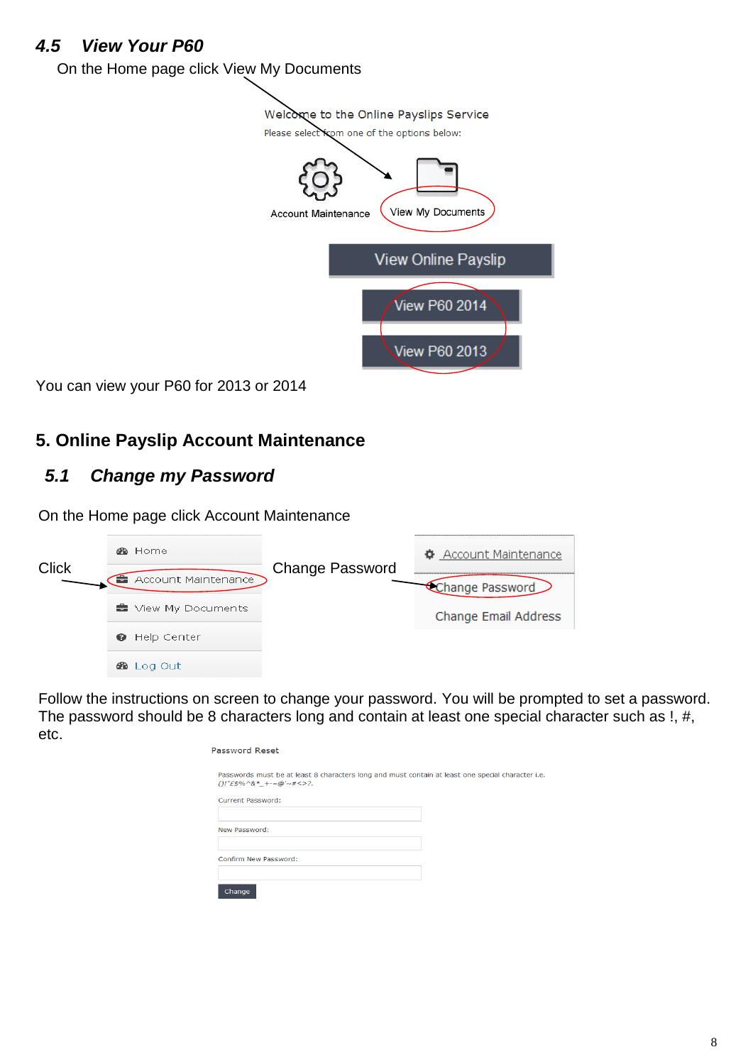## 4.5 *View Your P60*

On the Home page click View My Documents

Welcome to the Online Payslips Service

Please select from one of the options below:

Account Maintenance    View My Documents

View Online Payslip

View P60 2014

View P60 2013

You can view your P60 for 2013 or 2014

# 5. Online Payslip Account Maintenance

## 5.1 *Change my Password*

On the Home page click Account Maintenance

Click

- Home
- Account Maintenance
- View My Documents
- Help Center
- Log Out

Change Password

- Account Maintenance
- Change Password
- Change Email Address

Follow the instructions on screen to change your password. You will be prompted to set a password. The password should be 8 characters long and contain at least one special character such as !, #, etc.

Password Reset

Passwords must be at least 8 characters long and must contain at least one special character i.e. ()!"£$%^&*_+-=@'~#<>?.

Current Password:

New Password:

Confirm New Password:

Change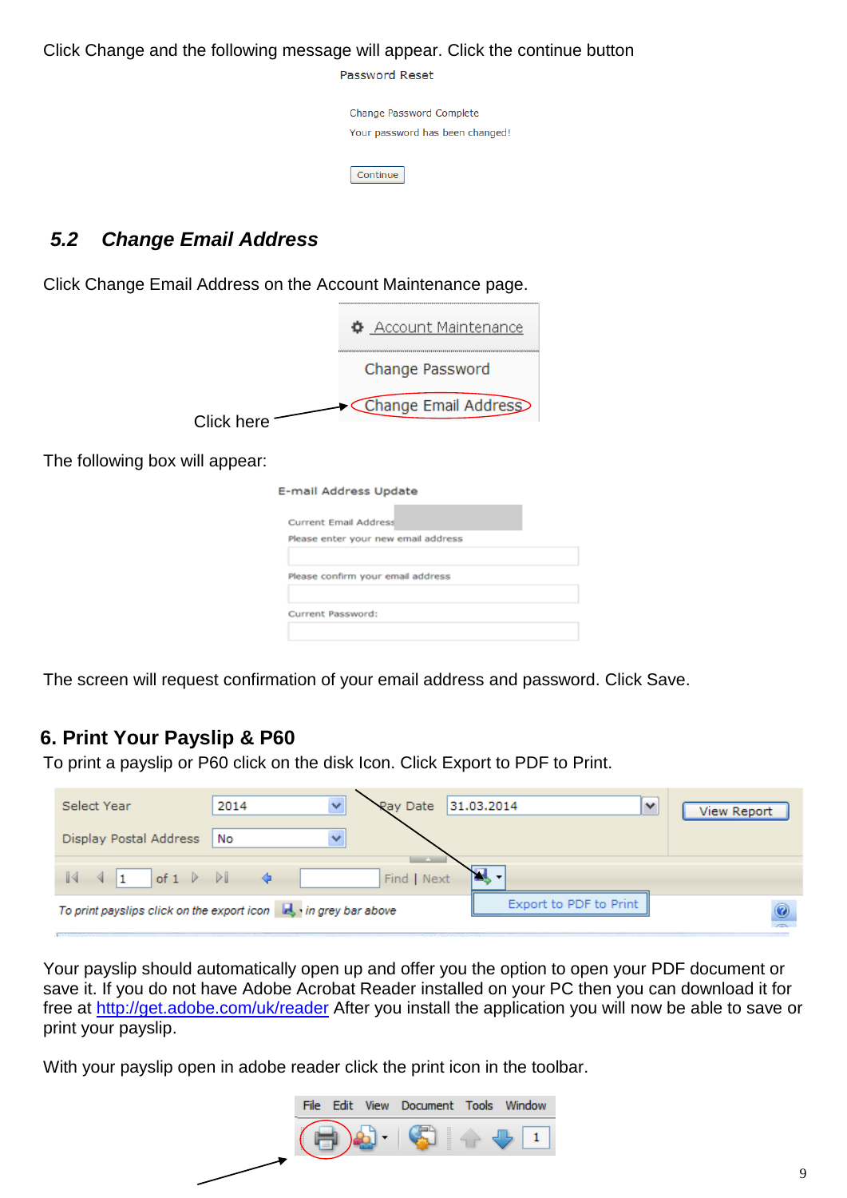Click Change and the following message will appear. Click the continue button

Password Reset

Change Password Complete

Your password has been changed!

Continue

### 5.2 Change Email Address

Click Change Email Address on the Account Maintenance page.

Account Maintenance

Change Password

Click here → Change Email Address

The following box will appear:

E-mail Address Update

Current Email Address

Please enter your new email address

Please confirm your email address

Current Password:

The screen will request confirmation of your email address and password. Click Save.

## 6. Print Your Payslip & P60

To print a payslip or P60 click on the disk Icon. Click Export to PDF to Print.

Select Year 2014 Pay Date 31.03.2014 View Report

Display Postal Address No

1 of 1 Find | Next

To print payslips click on the export icon in grey bar above

Export to PDF to Print

Your payslip should automatically open up and offer you the option to open your PDF document or save it. If you do not have Adobe Acrobat Reader installed on your PC then you can download it for free at http://get.adobe.com/uk/reader After you install the application you will now be able to save or print your payslip.

With your payslip open in adobe reader click the print icon in the toolbar.

File Edit View Document Tools Window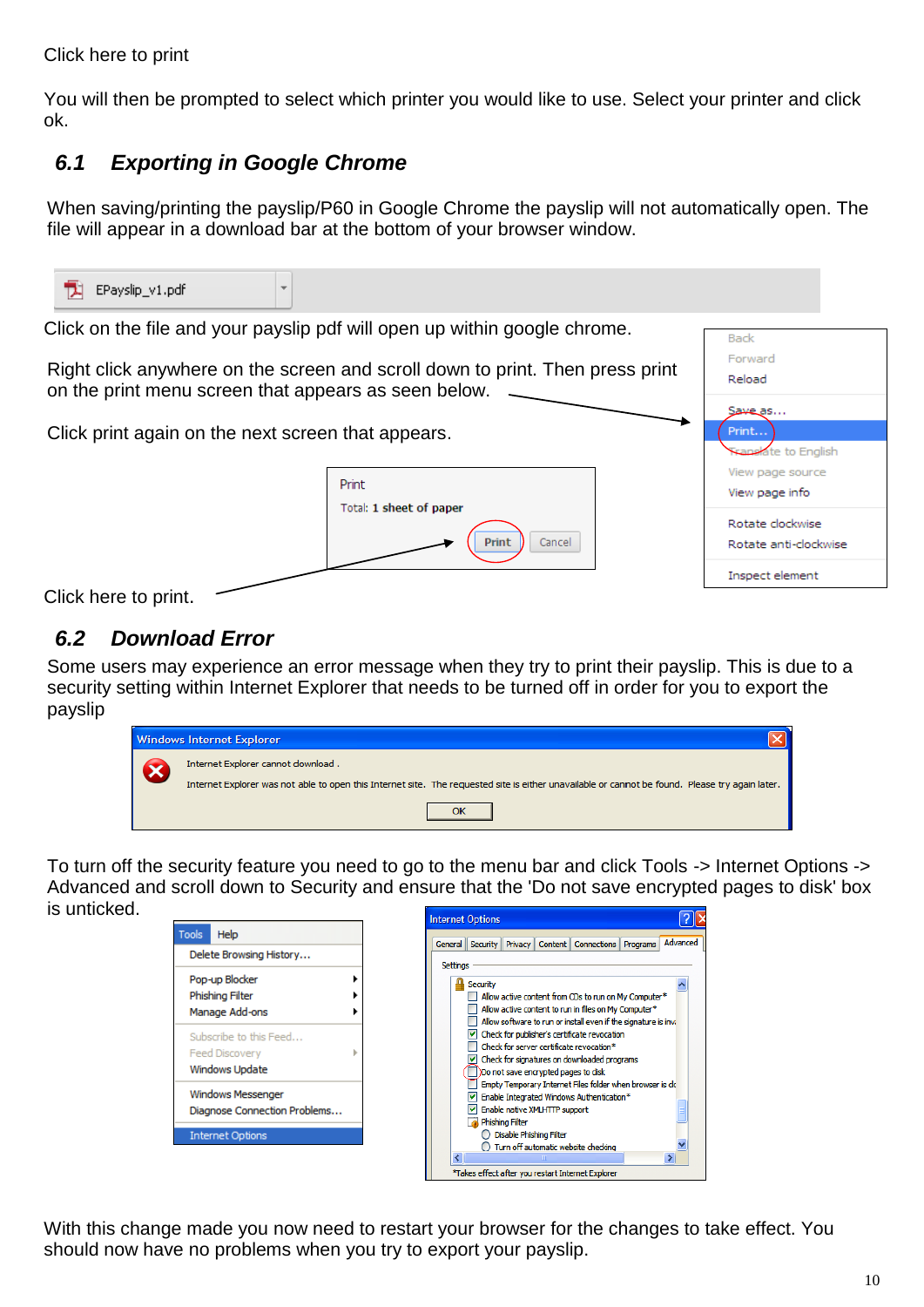Click here to print

You will then be prompted to select which printer you would like to use. Select your printer and click ok.

## 6.1 Exporting in Google Chrome

When saving/printing the payslip/P60 in Google Chrome the payslip will not automatically open. The file will appear in a download bar at the bottom of your browser window.

Click on the file and your payslip pdf will open up within google chrome.

Right click anywhere on the screen and scroll down to print. Then press print on the print menu screen that appears as seen below.

Click print again on the next screen that appears.

Click here to print.

## 6.2 Download Error

Some users may experience an error message when they try to print their payslip. This is due to a security setting within Internet Explorer that needs to be turned off in order for you to export the payslip

To turn off the security feature you need to go to the menu bar and click Tools -> Internet Options -> Advanced and scroll down to Security and ensure that the 'Do not save encrypted pages to disk' box is unticked.

With this change made you now need to restart your browser for the changes to take effect. You should now have no problems when you try to export your payslip.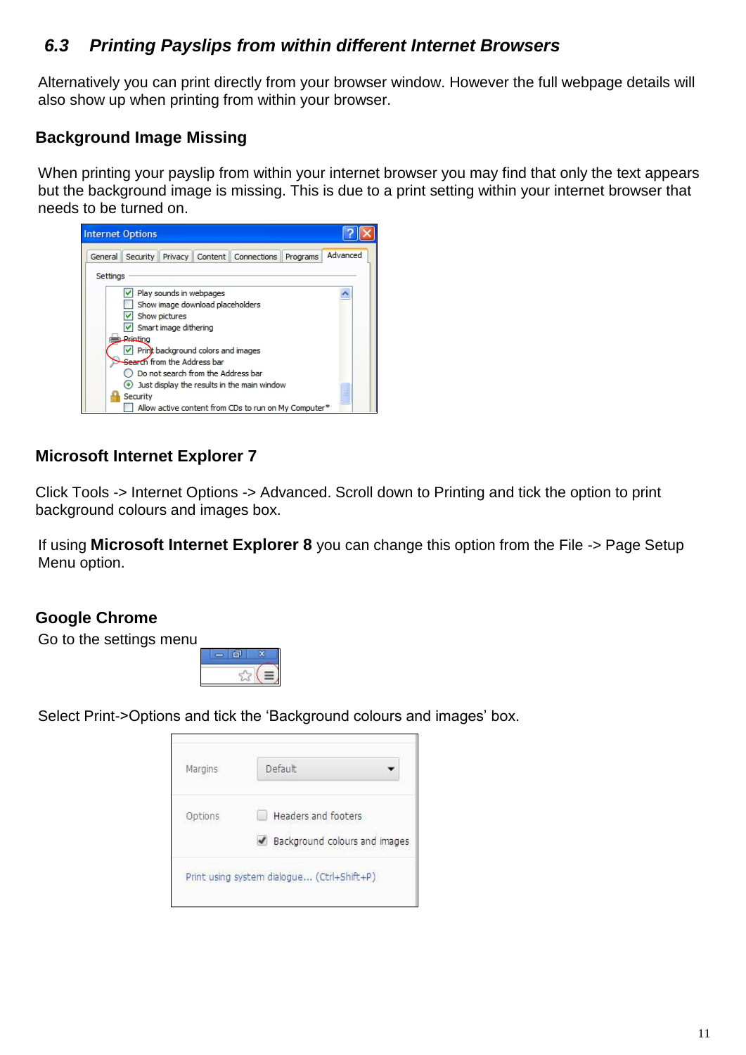## *6.3 Printing Payslips from within different Internet Browsers*

Alternatively you can print directly from your browser window. However the full webpage details will also show up when printing from within your browser.

### Background Image Missing

When printing your payslip from within your internet browser you may find that only the text appears but the background image is missing. This is due to a print setting within your internet browser that needs to be turned on.

### Microsoft Internet Explorer 7

Click Tools -> Internet Options -> Advanced. Scroll down to Printing and tick the option to print background colours and images box.

If using **Microsoft Internet Explorer 8** you can change this option from the File -> Page Setup Menu option.

### Google Chrome

Go to the settings menu

Select Print->Options and tick the 'Background colours and images' box.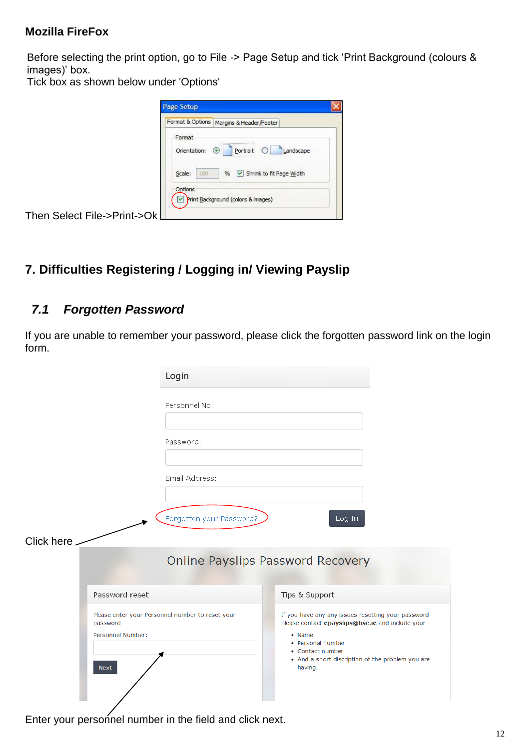**Mozilla FireFox**

Before selecting the print option, go to File -> Page Setup and tick 'Print Background (colours & images)' box.
Tick box as shown below under 'Options'

Then Select File->Print->Ok

## 7. Difficulties Registering / Logging in/ Viewing Payslip

### *7.1 Forgotten Password*

If you are unable to remember your password, please click the forgotten password link on the login form.

Click here

Enter your personnel number in the field and click next.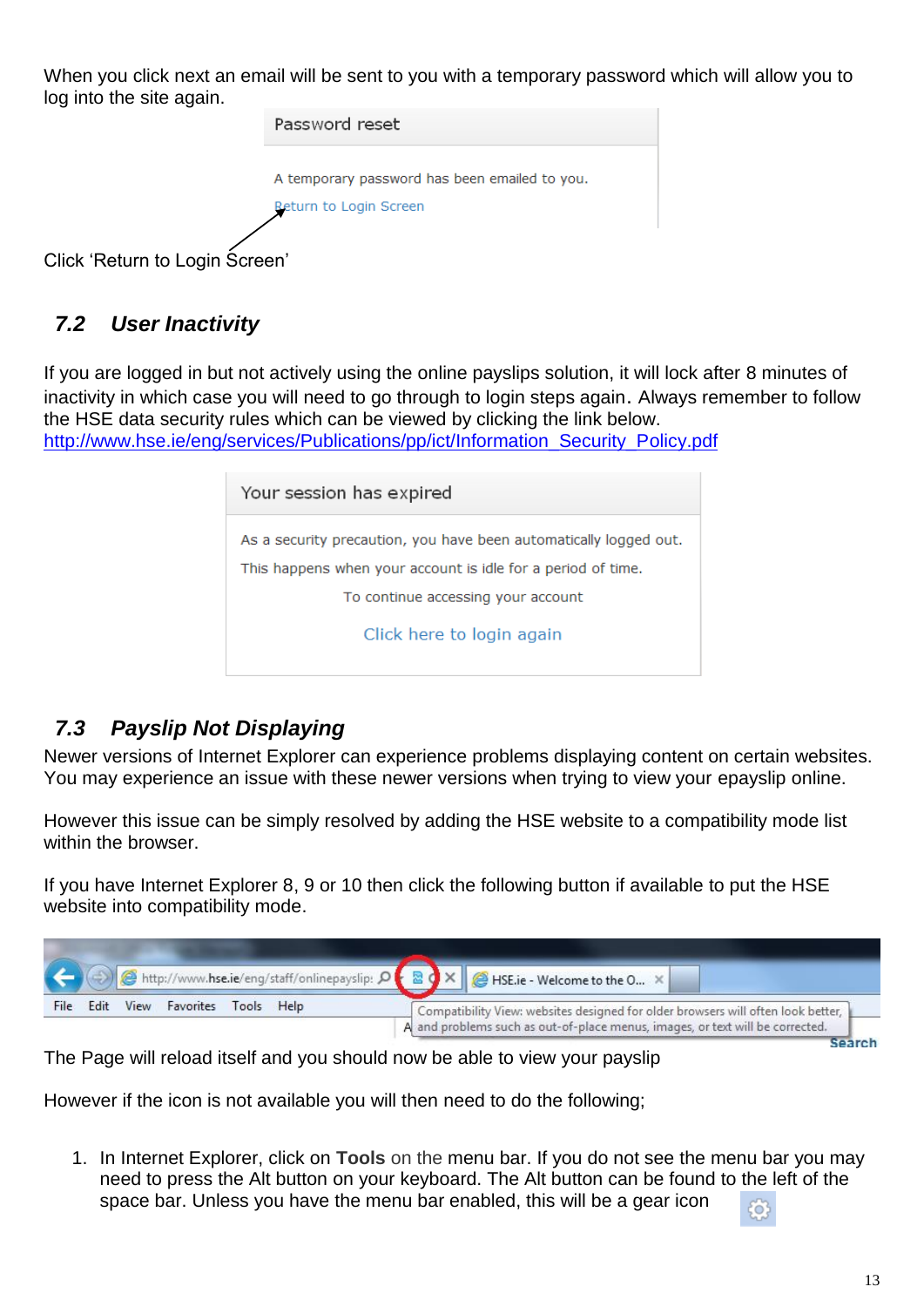When you click next an email will be sent to you with a temporary password which will allow you to log into the site again.

Password reset

A temporary password has been emailed to you.

Return to Login Screen

Click 'Return to Login Screen'

## 7.2 User Inactivity

If you are logged in but not actively using the online payslips solution, it will lock after 8 minutes of inactivity in which case you will need to go through to login steps again. Always remember to follow the HSE data security rules which can be viewed by clicking the link below.
http://www.hse.ie/eng/services/Publications/pp/ict/Information_Security_Policy.pdf

Your session has expired

As a security precaution, you have been automatically logged out.

This happens when your account is idle for a period of time.

To continue accessing your account

Click here to login again

## 7.3 Payslip Not Displaying

Newer versions of Internet Explorer can experience problems displaying content on certain websites. You may experience an issue with these newer versions when trying to view your epayslip online.

However this issue can be simply resolved by adding the HSE website to a compatibility mode list within the browser.

If you have Internet Explorer 8, 9 or 10 then click the following button if available to put the HSE website into compatibility mode.

Compatibility View: websites designed for older browsers will often look better, and problems such as out-of-place menus, images, or text will be corrected.

The Page will reload itself and you should now be able to view your payslip

However if the icon is not available you will then need to do the following;

1. In Internet Explorer, click on **Tools** on the menu bar. If you do not see the menu bar you may need to press the Alt button on your keyboard. The Alt button can be found to the left of the space bar. Unless you have the menu bar enabled, this will be a gear icon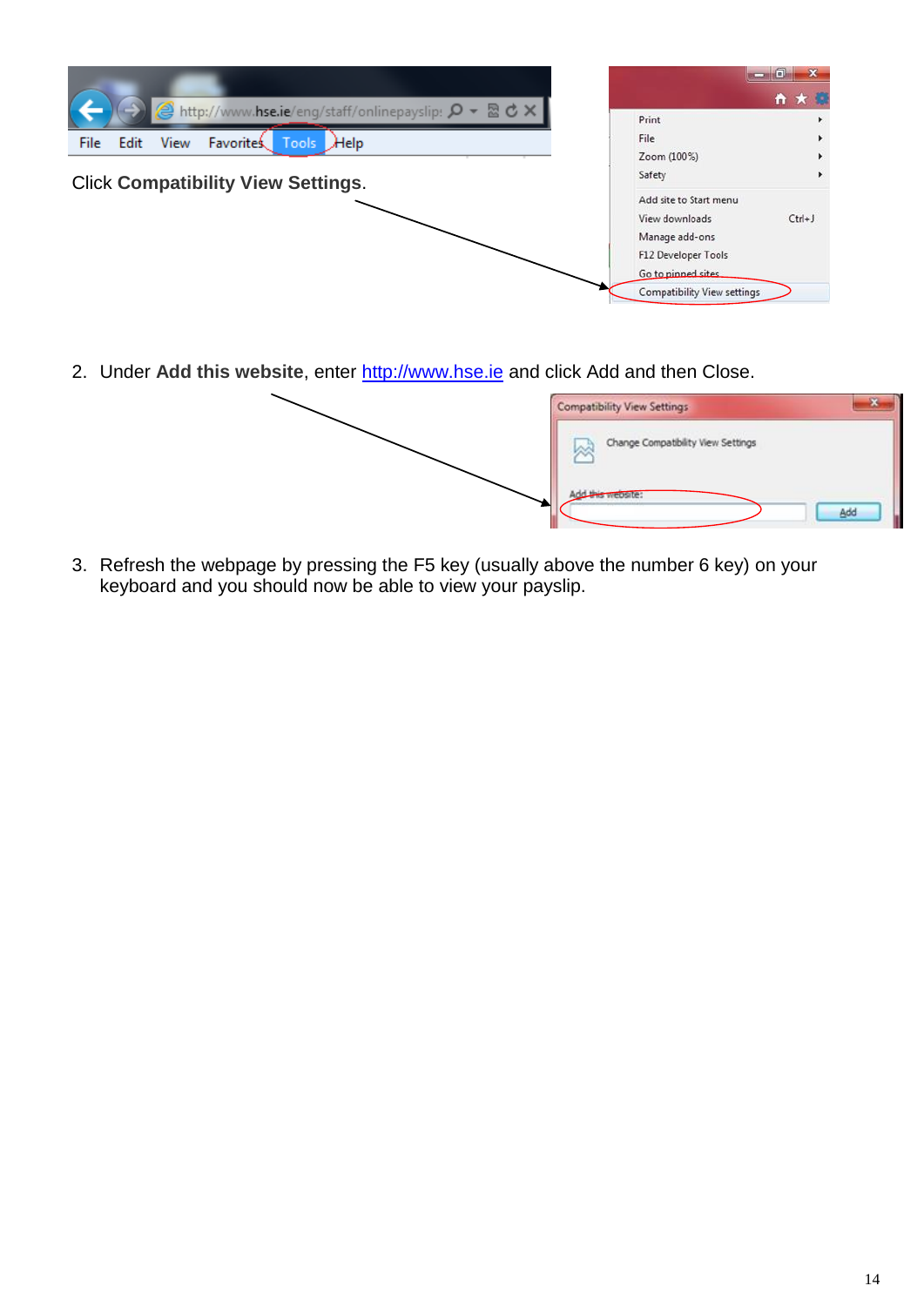Click **Compatibility View Settings**.

2. Under **Add this website**, enter [http://www.hse.ie](http://www.hse.ie) and click Add and then Close.

3. Refresh the webpage by pressing the F5 key (usually above the number 6 key) on your keyboard and you should now be able to view your payslip.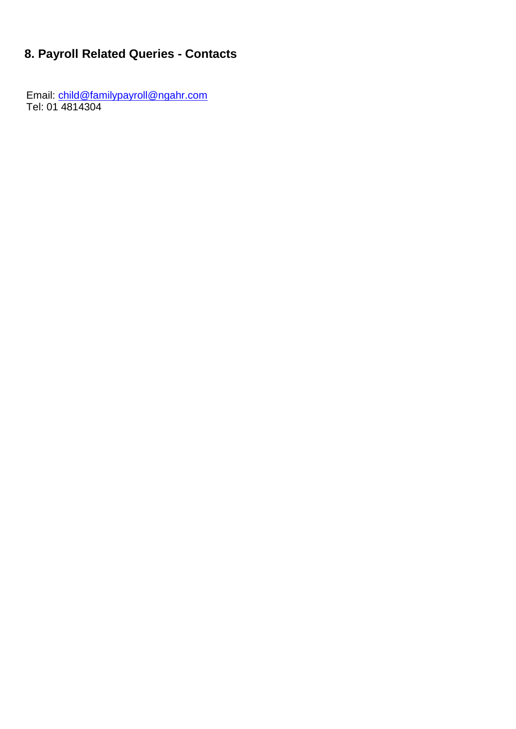## 8. Payroll Related Queries - Contacts

Email: child@familypayroll@ngahr.com
Tel: 01 4814304